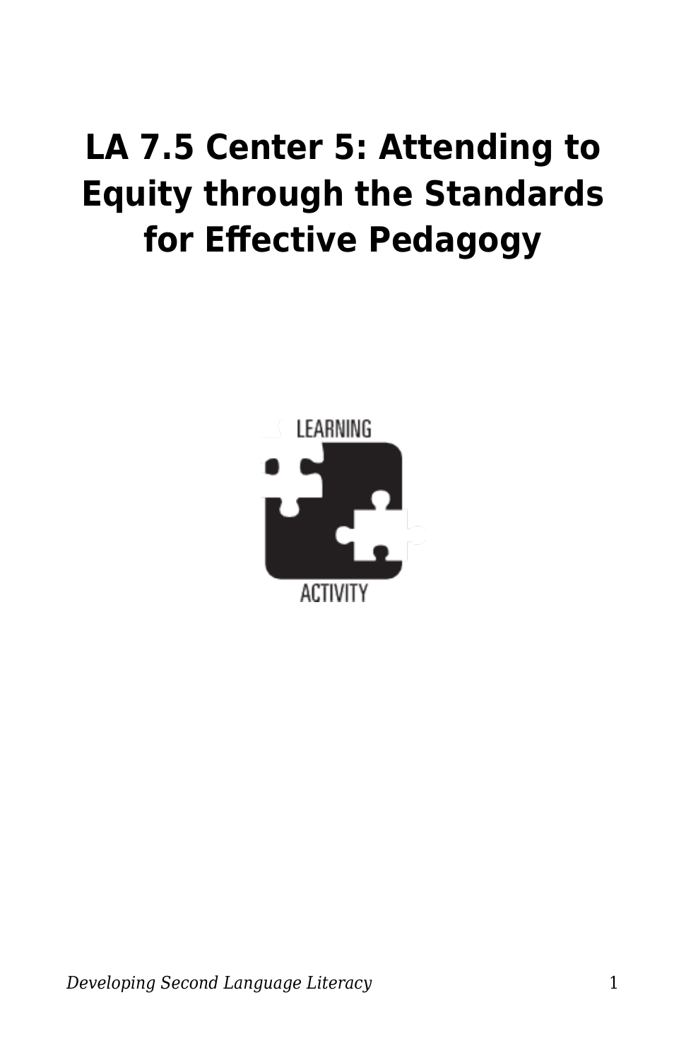# LA 7.5 Center 5: Attending to Equity through the Standards for Effective Pedagogy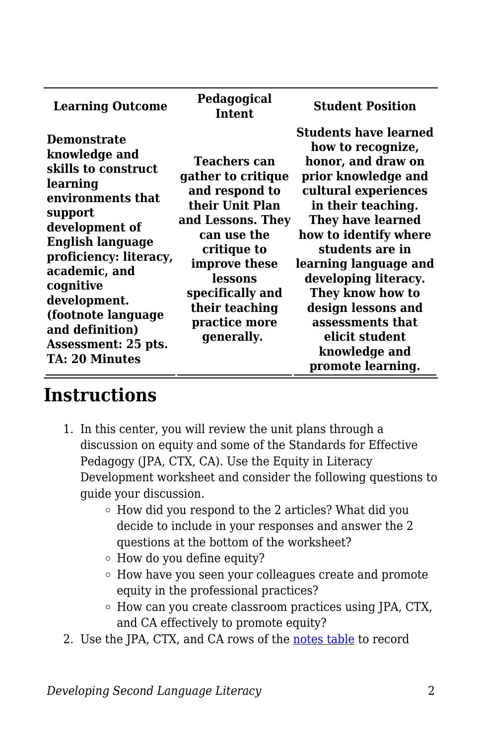| Learning Outcome | Pedagogical Intent | Student Position |
|---|---|---|
| **Demonstrate knowledge and skills to construct learning environments that support development of English language proficiency: literacy, academic, and cognitive development. (footnote language and definition) Assessment: 25 pts. TA: 20 Minutes** | **Teachers can gather to critique and respond to their Unit Plan and Lessons. They can use the critique to improve these lessons specifically and their teaching practice more generally.** | **Students have learned how to recognize, honor, and draw on prior knowledge and cultural experiences in their teaching. They have learned how to identify where students are in learning language and developing literacy. They know how to design lessons and assessments that elicit student knowledge and promote learning.** |

## Instructions

1. In this center, you will review the unit plans through a discussion on equity and some of the Standards for Effective Pedagogy (JPA, CTX, CA). Use the Equity in Literacy Development worksheet and consider the following questions to guide your discussion.
    - How did you respond to the 2 articles? What did you decide to include in your responses and answer the 2 questions at the bottom of the worksheet?
    - How do you define equity?
    - How have you seen your colleagues create and promote equity in the professional practices?
    - How can you create classroom practices using JPA, CTX, and CA effectively to promote equity?
2. Use the JPA, CTX, and CA rows of the notes table to record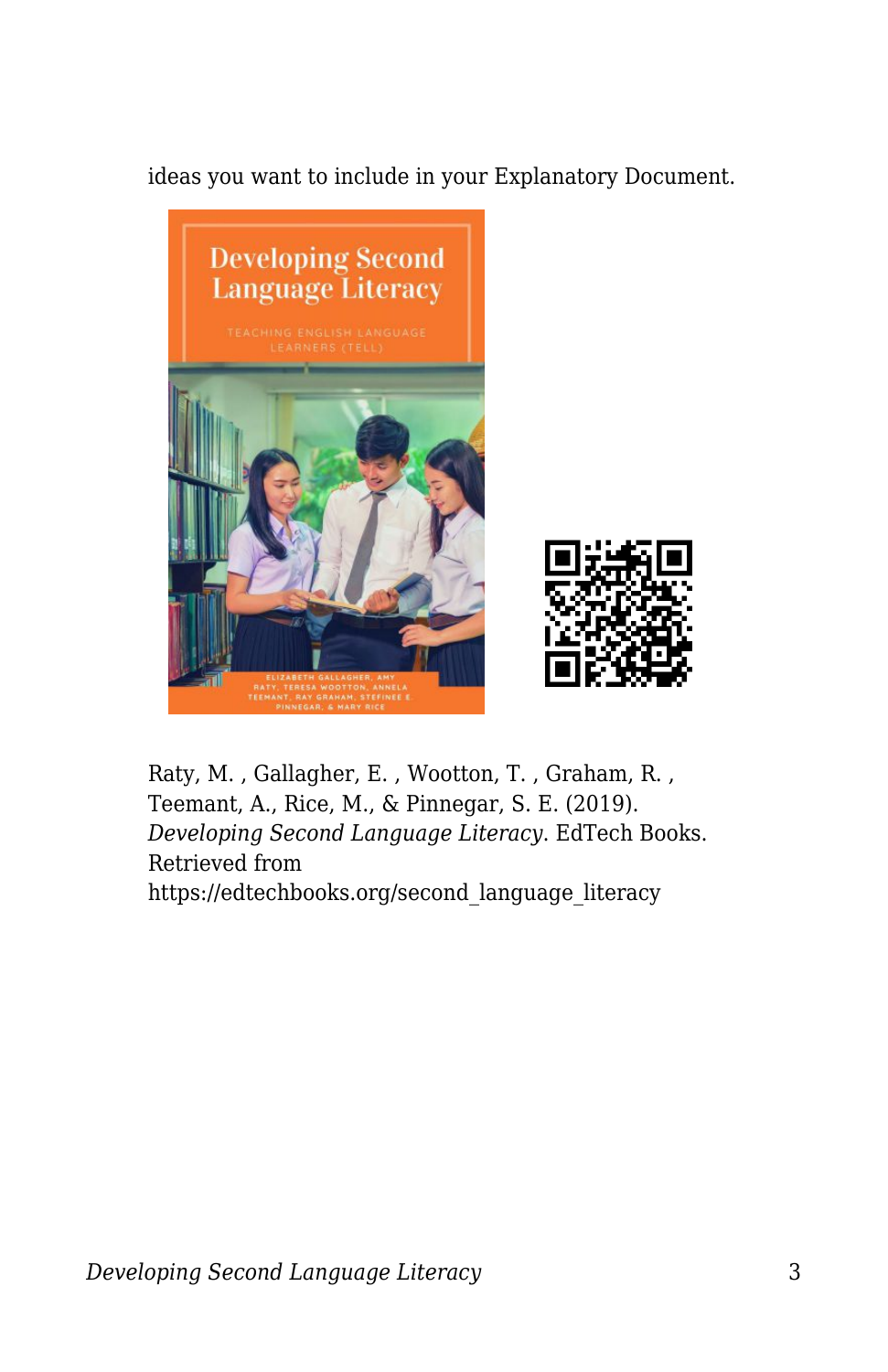ideas you want to include in your Explanatory Document.

Raty, M. , Gallagher, E. , Wootton, T. , Graham, R. , Teemant, A., Rice, M., & Pinnegar, S. E. (2019). *Developing Second Language Literacy*. EdTech Books. Retrieved from https://edtechbooks.org/second_language_literacy